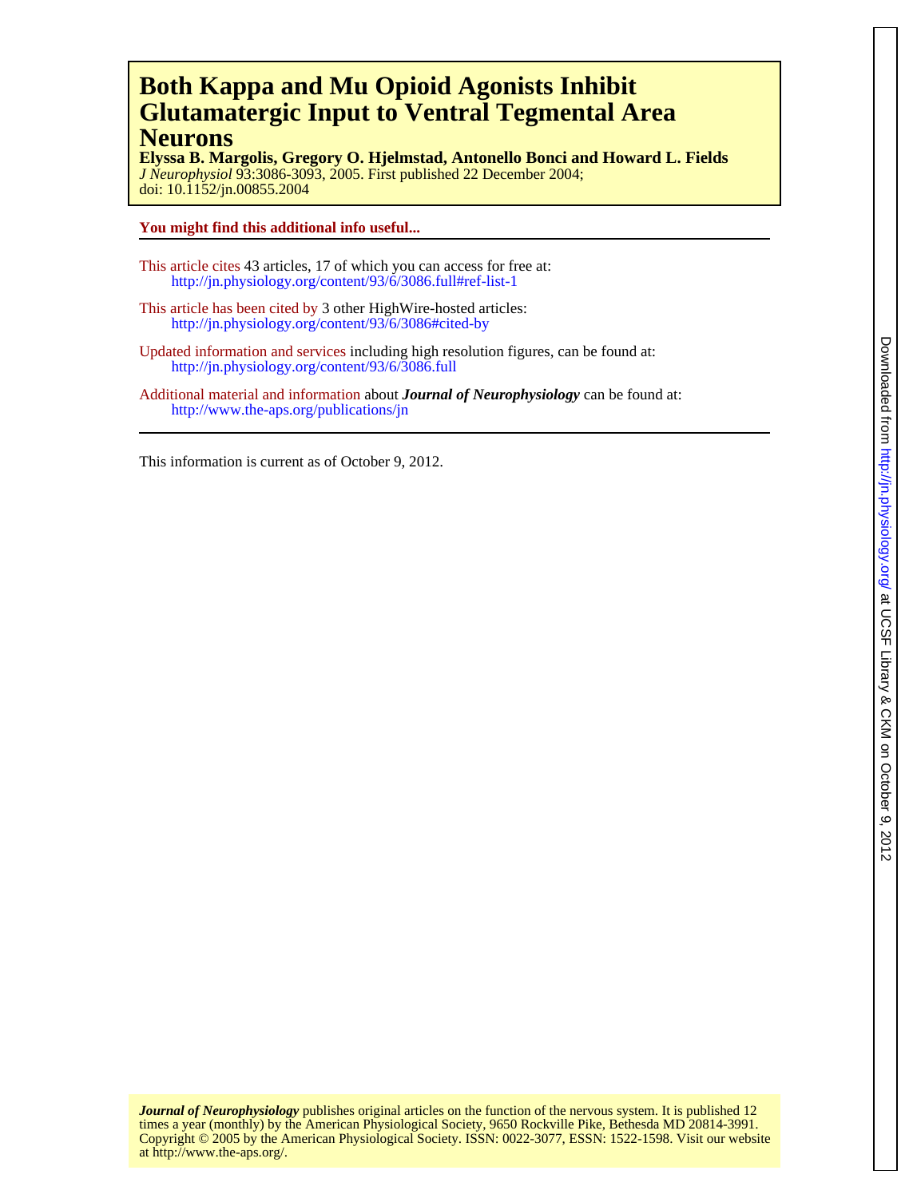# Both Kappa and Mu Opioid Agonists Inhibit Glutamatergic Input to Ventral Tegmental Area Neurons

**Elyssa B. Margolis, Gregory O. Hjelmstad, Antonello Bonci and Howard L. Fields**

*J Neurophysiol* 93:3086-3093, 2005. First published 22 December 2004;
doi: 10.1152/jn.00855.2004

**You might find this additional info useful...**

This article cites 43 articles, 17 of which you can access for free at:
http://jn.physiology.org/content/93/6/3086.full#ref-list-1

This article has been cited by 3 other HighWire-hosted articles:
http://jn.physiology.org/content/93/6/3086#cited-by

Updated information and services including high resolution figures, can be found at:
http://jn.physiology.org/content/93/6/3086.full

Additional material and information about ***Journal of Neurophysiology*** can be found at:
http://www.the-aps.org/publications/jn

This information is current as of October 9, 2012.

***Journal of Neurophysiology*** publishes original articles on the function of the nervous system. It is published 12 times a year (monthly) by the American Physiological Society, 9650 Rockville Pike, Bethesda MD 20814-3991. Copyright © 2005 by the American Physiological Society. ISSN: 0022-3077, ESSN: 1522-1598. Visit our website at http://www.the-aps.org/.

Downloaded from http://jn.physiology.org/ at UCSF Library & CKM on October 9, 2012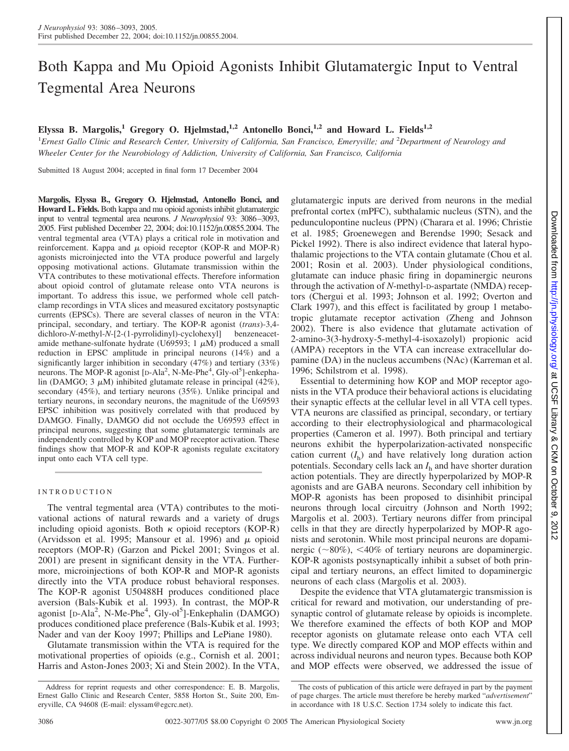# Both Kappa and Mu Opioid Agonists Inhibit Glutamatergic Input to Ventral Tegmental Area Neurons

**Elyssa B. Margolis,[1] Gregory O. Hjelmstad,[1,2] Antonello Bonci,[1,2] and Howard L. Fields[1,2]**

[1]Ernest Gallo Clinic and Research Center, University of California, San Francisco, Emeryville; and [2]Department of Neurology and Wheeler Center for the Neurobiology of Addiction, University of California, San Francisco, California

Submitted 18 August 2004; accepted in final form 17 December 2004

**Margolis, Elyssa B., Gregory O. Hjelmstad, Antonello Bonci, and Howard L. Fields.** Both kappa and mu opioid agonists inhibit glutamatergic input to ventral tegmental area neurons. *J Neurophysiol* 93: 3086–3093, 2005. First published December 22, 2004; doi:10.1152/jn.00855.2004. The ventral tegmental area (VTA) plays a critical role in motivation and reinforcement. Kappa and $\mu$ opioid receptor (KOP-R and MOP-R) agonists microinjected into the VTA produce powerful and largely opposing motivational actions. Glutamate transmission within the VTA contributes to these motivational effects. Therefore information about opioid control of glutamate release onto VTA neurons is important. To address this issue, we performed whole cell patch-clamp recordings in VTA slices and measured excitatory postsynaptic currents (EPSCs). There are several classes of neuron in the VTA: principal, secondary, and tertiary. The KOP-R agonist (*trans*)-3,4-dichloro-*N*-methyl-*N*-[2-(1-pyrrolidinyl)-cyclohexyl] benzeneacetamide methane-sulfonate hydrate (U69593; 1 $\mu$M) produced a small reduction in EPSC amplitude in principal neurons (14%) and a significantly larger inhibition in secondary (47%) and tertiary (33%) neurons. The MOP-R agonist [D-Ala$^2$, N-Me-Phe$^4$, Gly-ol$^5$]-enkephalin (DAMGO; 3 $\mu$M) inhibited glutamate release in principal (42%), secondary (45%), and tertiary neurons (35%). Unlike principal and tertiary neurons, in secondary neurons, the magnitude of the U69593 EPSC inhibition was positively correlated with that produced by DAMGO. Finally, DAMGO did not occlude the U69593 effect in principal neurons, suggesting that some glutamatergic terminals are independently controlled by KOP and MOP receptor activation. These findings show that MOP-R and KOP-R agonists regulate excitatory input onto each VTA cell type.

## INTRODUCTION

The ventral tegmental area (VTA) contributes to the motivational actions of natural rewards and a variety of drugs including opioid agonists. Both $\kappa$ opioid receptors (KOP-R) (Arvidsson et al. 1995; Mansour et al. 1996) and $\mu$ opioid receptors (MOP-R) (Garzon and Pickel 2001; Svingos et al. 2001) are present in significant density in the VTA. Furthermore, microinjections of both KOP-R and MOP-R agonists directly into the VTA produce robust behavioral responses. The KOP-R agonist U50488H produces conditioned place aversion (Bals-Kubik et al. 1993). In contrast, the MOP-R agonist [D-Ala$^2$, N-Me-Phe$^4$, Gly-ol$^5$]-Enkephalin (DAMGO) produces conditioned place preference (Bals-Kubik et al. 1993; Nader and van der Kooy 1997; Phillips and LePiane 1980).

Glutamate transmission within the VTA is required for the motivational properties of opioids (e.g., Cornish et al. 2001; Harris and Aston-Jones 2003; Xi and Stein 2002). In the VTA, glutamatergic inputs are derived from neurons in the medial prefrontal cortex (mPFC), subthalamic nucleus (STN), and the pedunculopontine nucleus (PPN) (Charara et al. 1996; Christie et al. 1985; Groenewegen and Berendse 1990; Sesack and Pickel 1992). There is also indirect evidence that lateral hypothalamic projections to the VTA contain glutamate (Chou et al. 2001; Rosin et al. 2003). Under physiological conditions, glutamate can induce phasic firing in dopaminergic neurons through the activation of *N*-methyl-D-aspartate (NMDA) receptors (Chergui et al. 1993; Johnson et al. 1992; Overton and Clark 1997), and this effect is facilitated by group 1 metabotropic glutamate receptor activation (Zheng and Johnson 2002). There is also evidence that glutamate activation of 2-amino-3(3-hydroxy-5-methyl-4-isoxazolyl) propionic acid (AMPA) receptors in the VTA can increase extracellular dopamine (DA) in the nucleus accumbens (NAc) (Karreman et al. 1996; Schilstrom et al. 1998).

Essential to determining how KOP and MOP receptor agonists in the VTA produce their behavioral actions is elucidating their synaptic effects at the cellular level in all VTA cell types. VTA neurons are classified as principal, secondary, or tertiary according to their electrophysiological and pharmacological properties (Cameron et al. 1997). Both principal and tertiary neurons exhibit the hyperpolarization-activated nonspecific cation current ($I_h$) and have relatively long duration action potentials. Secondary cells lack an $I_h$ and have shorter duration action potentials. They are directly hyperpolarized by MOP-R agonists and are GABA neurons. Secondary cell inhibition by MOP-R agonists has been proposed to disinhibit principal neurons through local circuitry (Johnson and North 1992; Margolis et al. 2003). Tertiary neurons differ from principal cells in that they are directly hyperpolarized by MOP-R agonists and serotonin. While most principal neurons are dopaminergic (~80%), <40% of tertiary neurons are dopaminergic. KOP-R agonists postsynaptically inhibit a subset of both principal and tertiary neurons, an effect limited to dopaminergic neurons of each class (Margolis et al. 2003).

Despite the evidence that VTA glutamatergic transmission is critical for reward and motivation, our understanding of presynaptic control of glutamate release by opioids is incomplete. We therefore examined the effects of both KOP and MOP receptor agonists on glutamate release onto each VTA cell type. We directly compared KOP and MOP effects within and across individual neurons and neuron types. Because both KOP and MOP effects were observed, we addressed the issue of

Address for reprint requests and other correspondence: E. B. Margolis, Ernest Gallo Clinic and Research Center, 5858 Horton St., Suite 200, Emeryville, CA 94608 (E-mail: elyssam@egcrc.net).

The costs of publication of this article were defrayed in part by the payment of page charges. The article must therefore be hereby marked "*advertisement*" in accordance with 18 U.S.C. Section 1734 solely to indicate this fact.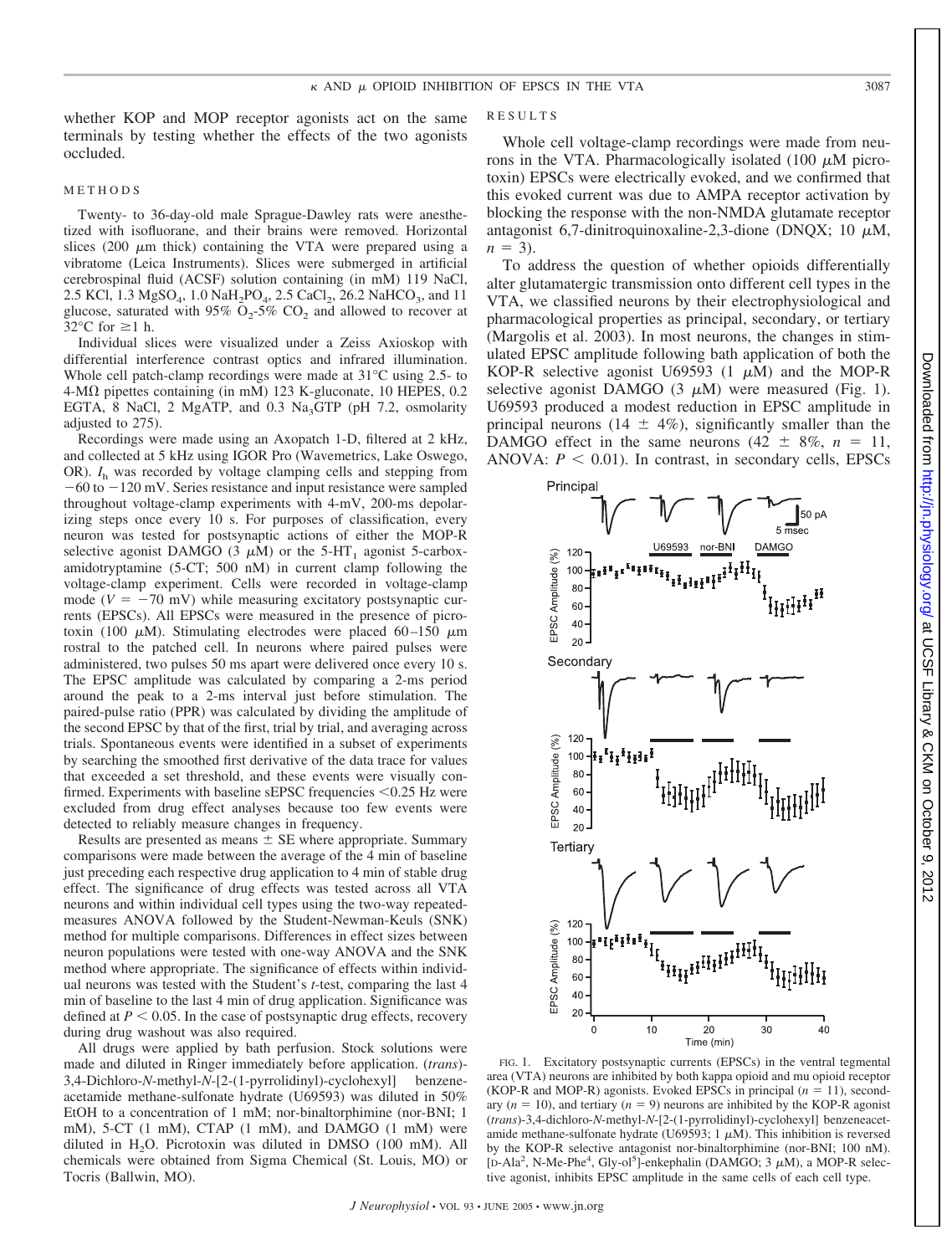whether KOP and MOP receptor agonists act on the same terminals by testing whether the effects of the two agonists occluded.

## METHODS

Twenty- to 36-day-old male Sprague-Dawley rats were anesthetized with isoflurane, and their brains were removed. Horizontal slices (200 $\mu$m thick) containing the VTA were prepared using a vibratome (Leica Instruments). Slices were submerged in artificial cerebrospinal fluid (ACSF) solution containing (in mM) 119 NaCl, 2.5 KCl, 1.3 $MgSO_4$, 1.0 $NaH_2PO_4$, 2.5 $CaCl_2$, 26.2 $NaHCO_3$, and 11 glucose, saturated with 95% $O_2$-5% $CO_2$ and allowed to recover at 32°C for ≥1 h.

Individual slices were visualized under a Zeiss Axioskop with differential interference contrast optics and infrared illumination. Whole cell patch-clamp recordings were made at 31°C using 2.5- to 4-MΩ pipettes containing (in mM) 123 K-gluconate, 10 HEPES, 0.2 EGTA, 8 NaCl, 2 MgATP, and 0.3 $Na_3GTP$ (pH 7.2, osmolarity adjusted to 275).

Recordings were made using an Axopatch 1-D, filtered at 2 kHz, and collected at 5 kHz using IGOR Pro (Wavemetrics, Lake Oswego, OR). $I_h$ was recorded by voltage clamping cells and stepping from −60 to −120 mV. Series resistance and input resistance were sampled throughout voltage-clamp experiments with 4-mV, 200-ms depolarizing steps once every 10 s. For purposes of classification, every neuron was tested for postsynaptic actions of either the MOP-R selective agonist DAMGO (3 $\mu$M) or the 5-$HT_1$ agonist 5-carboxamidotryptamine (5-CT; 500 nM) in current clamp following the voltage-clamp experiment. Cells were recorded in voltage-clamp mode ($V$ = −70 mV) while measuring excitatory postsynaptic currents (EPSCs). All EPSCs were measured in the presence of picrotoxin (100 $\mu$M). Stimulating electrodes were placed 60–150 $\mu$m rostral to the patched cell. In neurons where paired pulses were administered, two pulses 50 ms apart were delivered once every 10 s. The EPSC amplitude was calculated by comparing a 2-ms period around the peak to a 2-ms interval just before stimulation. The paired-pulse ratio (PPR) was calculated by dividing the amplitude of the second EPSC by that of the first, trial by trial, and averaging across trials. Spontaneous events were identified in a subset of experiments by searching the smoothed first derivative of the data trace for values that exceeded a set threshold, and these events were visually confirmed. Experiments with baseline sEPSC frequencies <0.25 Hz were excluded from drug effect analyses because too few events were detected to reliably measure changes in frequency.

Results are presented as means ± SE where appropriate. Summary comparisons were made between the average of the 4 min of baseline just preceding each respective drug application to 4 min of stable drug effect. The significance of drug effects was tested across all VTA neurons and within individual cell types using the two-way repeated-measures ANOVA followed by the Student-Newman-Keuls (SNK) method for multiple comparisons. Differences in effect sizes between neuron populations were tested with one-way ANOVA and the SNK method where appropriate. The significance of effects within individual neurons was tested with the Student's $t$-test, comparing the last 4 min of baseline to the last 4 min of drug application. Significance was defined at $P < 0.05$. In the case of postsynaptic drug effects, recovery during drug washout was also required.

All drugs were applied by bath perfusion. Stock solutions were made and diluted in Ringer immediately before application. (*trans*)-3,4-Dichloro-*N*-methyl-*N*-[2-(1-pyrrolidinyl)-cyclohexyl] benzeneacetamide methane-sulfonate hydrate (U69593) was diluted in 50% EtOH to a concentration of 1 mM; nor-binaltorphimine (nor-BNI; 1 mM), 5-CT (1 mM), CTAP (1 mM), and DAMGO (1 mM) were diluted in $H_2O$. Picrotoxin was diluted in DMSO (100 mM). All chemicals were obtained from Sigma Chemical (St. Louis, MO) or Tocris (Ballwin, MO).

## RESULTS

Whole cell voltage-clamp recordings were made from neurons in the VTA. Pharmacologically isolated (100 $\mu$M picrotoxin) EPSCs were electrically evoked, and we confirmed that this evoked current was due to AMPA receptor activation by blocking the response with the non-NMDA glutamate receptor antagonist 6,7-dinitroquinoxaline-2,3-dione (DNQX; 10 $\mu$M, $n$ = 3).

To address the question of whether opioids differentially alter glutamatergic transmission onto different cell types in the VTA, we classified neurons by their electrophysiological and pharmacological properties as principal, secondary, or tertiary (Margolis et al. 2003). In most neurons, the changes in stimulated EPSC amplitude following bath application of both the KOP-R selective agonist U69593 (1 $\mu$M) and the MOP-R selective agonist DAMGO (3 $\mu$M) were measured (Fig. 1). U69593 produced a modest reduction in EPSC amplitude in principal neurons (14 ± 4%), significantly smaller than the DAMGO effect in the same neurons (42 ± 8%, $n$ = 11, ANOVA: $P < 0.01$). In contrast, in secondary cells, EPSCs

FIG. 1. Excitatory postsynaptic currents (EPSCs) in the ventral tegmental area (VTA) neurons are inhibited by both kappa opioid and mu opioid receptor (KOP-R and MOP-R) agonists. Evoked EPSCs in principal ($n$ = 11), secondary ($n$ = 10), and tertiary ($n$ = 9) neurons are inhibited by the KOP-R agonist (*trans*)-3,4-dichloro-*N*-methyl-*N*-[2-(1-pyrrolidinyl)-cyclohexyl] benzeneacetamide methane-sulfonate hydrate (U69593; 1 $\mu$M). This inhibition is reversed by the KOP-R selective antagonist nor-binaltorphimine (nor-BNI; 100 nM). [D-Ala[2], N-Me-Phe[4], Gly-ol[5]]-enkephalin (DAMGO; 3 $\mu$M), a MOP-R selective agonist, inhibits EPSC amplitude in the same cells of each cell type.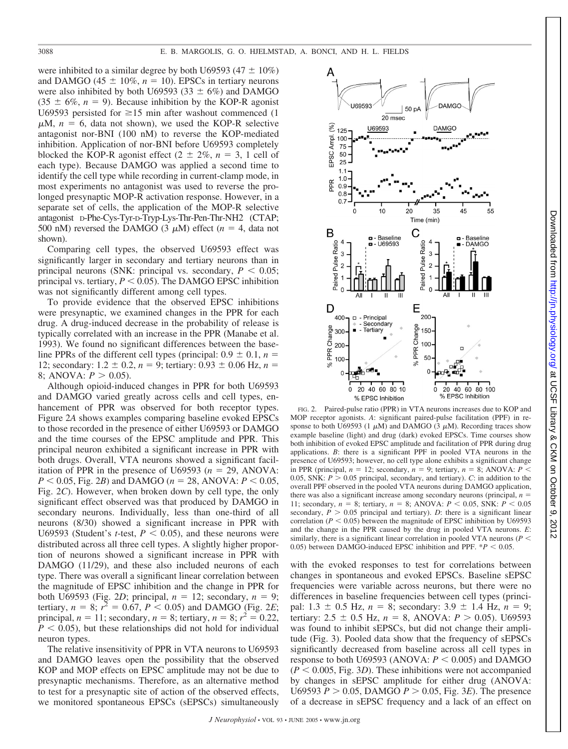were inhibited to a similar degree by both U69593 (47 ± 10%) and DAMGO (45 ± 10%, $n = 10$). EPSCs in tertiary neurons were also inhibited by both U69593 (33 ± 6%) and DAMGO (35 ± 6%, $n = 9$). Because inhibition by the KOP-R agonist U69593 persisted for ≥15 min after washout commenced (1 μM, $n = 6$, data not shown), we used the KOP-R selective antagonist nor-BNI (100 nM) to reverse the KOP-mediated inhibition. Application of nor-BNI before U69593 completely blocked the KOP-R agonist effect (2 ± 2%, $n = 3$, 1 cell of each type). Because DAMGO was applied a second time to identify the cell type while recording in current-clamp mode, in most experiments no antagonist was used to reverse the prolonged presynaptic MOP-R activation response. However, in a separate set of cells, the application of the MOP-R selective antagonist D-Phe-Cys-Tyr-D-Tryp-Lys-Thr-Pen-Thr-NH2 (CTAP; 500 nM) reversed the DAMGO (3 μM) effect ($n = 4$, data not shown).

Comparing cell types, the observed U69593 effect was significantly larger in secondary and tertiary neurons than in principal neurons (SNK: principal vs. secondary, $P < 0.05$; principal vs. tertiary, $P < 0.05$). The DAMGO EPSC inhibition was not significantly different among cell types.

To provide evidence that the observed EPSC inhibitions were presynaptic, we examined changes in the PPR for each drug. A drug-induced decrease in the probability of release is typically correlated with an increase in the PPR (Manabe et al. 1993). We found no significant differences between the baseline PPRs of the different cell types (principal: 0.9 ± 0.1, $n = 12$; secondary: 1.2 ± 0.2, $n = 9$; tertiary: 0.93 ± 0.06 Hz, $n = 8$; ANOVA: $P > 0.05$).

Although opioid-induced changes in PPR for both U69593 and DAMGO varied greatly across cells and cell types, enhancement of PPR was observed for both receptor types. Figure 2*A* shows examples comparing baseline evoked EPSCs to those recorded in the presence of either U69593 or DAMGO and the time courses of the EPSC amplitude and PPR. This principal neuron exhibited a significant increase in PPR with both drugs. Overall, VTA neurons showed a significant facilitation of PPR in the presence of U69593 ($n = 29$, ANOVA: $P < 0.05$, Fig. 2*B*) and DAMGO ($n = 28$, ANOVA: $P < 0.05$, Fig. 2*C*). However, when broken down by cell type, the only significant effect observed was that produced by DAMGO in secondary neurons. Individually, less than one-third of all neurons (8/30) showed a significant increase in PPR with U69593 (Student's *t*-test, $P < 0.05$), and these neurons were distributed across all three cell types. A slightly higher proportion of neurons showed a significant increase in PPR with DAMGO (11/29), and these also included neurons of each type. There was overall a significant linear correlation between the magnitude of EPSC inhibition and the change in PPR for both U69593 (Fig. 2*D*; principal, $n = 12$; secondary, $n = 9$; tertiary, $n = 8$; $r^2 = 0.67$, $P < 0.05$) and DAMGO (Fig. 2*E*; principal, $n = 11$; secondary, $n = 8$; tertiary, $n = 8$; $r^2 = 0.22$, $P < 0.05$), but these relationships did not hold for individual neuron types.

The relative insensitivity of PPR in VTA neurons to U69593 and DAMGO leaves open the possibility that the observed KOP and MOP effects on EPSC amplitude may not be due to presynaptic mechanisms. Therefore, as an alternative method to test for a presynaptic site of action of the observed effects, we monitored spontaneous EPSCs (sEPSCs) simultaneously with the evoked responses to test for correlations between changes in spontaneous and evoked EPSCs. Baseline sEPSC frequencies were variable across neurons, but there were no differences in baseline frequencies between cell types (principal: 1.3 ± 0.5 Hz, $n = 8$; secondary: 3.9 ± 1.4 Hz, $n = 9$; tertiary: 2.5 ± 0.5 Hz, $n = 8$, ANOVA: $P > 0.05$). U69593 was found to inhibit sEPSCs, but did not change their amplitude (Fig. 3). Pooled data show that the frequency of sEPSCs significantly decreased from baseline across all cell types in response to both U69593 (ANOVA: $P < 0.005$) and DAMGO ($P < 0.005$, Fig. 3*D*). These inhibitions were not accompanied by changes in sEPSC amplitude for either drug (ANOVA: U69593 $P > 0.05$, DAMGO $P > 0.05$, Fig. 3*E*). The presence of a decrease in sEPSC frequency and a lack of an effect on

FIG. 2. Paired-pulse ratio (PPR) in VTA neurons increases due to KOP and MOP receptor agonists. *A*: significant paired-pulse facilitation (PPF) in response to both U69593 (1 μM) and DAMGO (3 μM). Recording traces show example baseline (light) and drug (dark) evoked EPSCs. Time courses show both inhibition of evoked EPSC amplitude and facilitation of PPR during drug applications. *B*: there is a significant PPF in pooled VTA neurons in the presence of U69593; however, no cell type alone exhibits a significant change in PPR (principal, $n = 12$; secondary, $n = 9$; tertiary, $n = 8$; ANOVA: $P < 0.05$, SNK: $P > 0.05$ principal, secondary, and tertiary). *C*: in addition to the overall PPF observed in the pooled VTA neurons during DAMGO application, there was also a significant increase among secondary neurons (principal, $n = 11$; secondary, $n = 8$; tertiary, $n = 8$; ANOVA: $P < 0.05$, SNK: $P < 0.05$ secondary, $P > 0.05$ principal and tertiary). *D*: there is a significant linear correlation ($P < 0.05$) between the magnitude of EPSC inhibition by U69593 and the change in the PPR caused by the drug in pooled VTA neurons. *E*: similarly, there is a significant linear correlation in pooled VTA neurons ($P < 0.05$) between DAMGO-induced EPSC inhibition and PPF. *$P < 0.05$.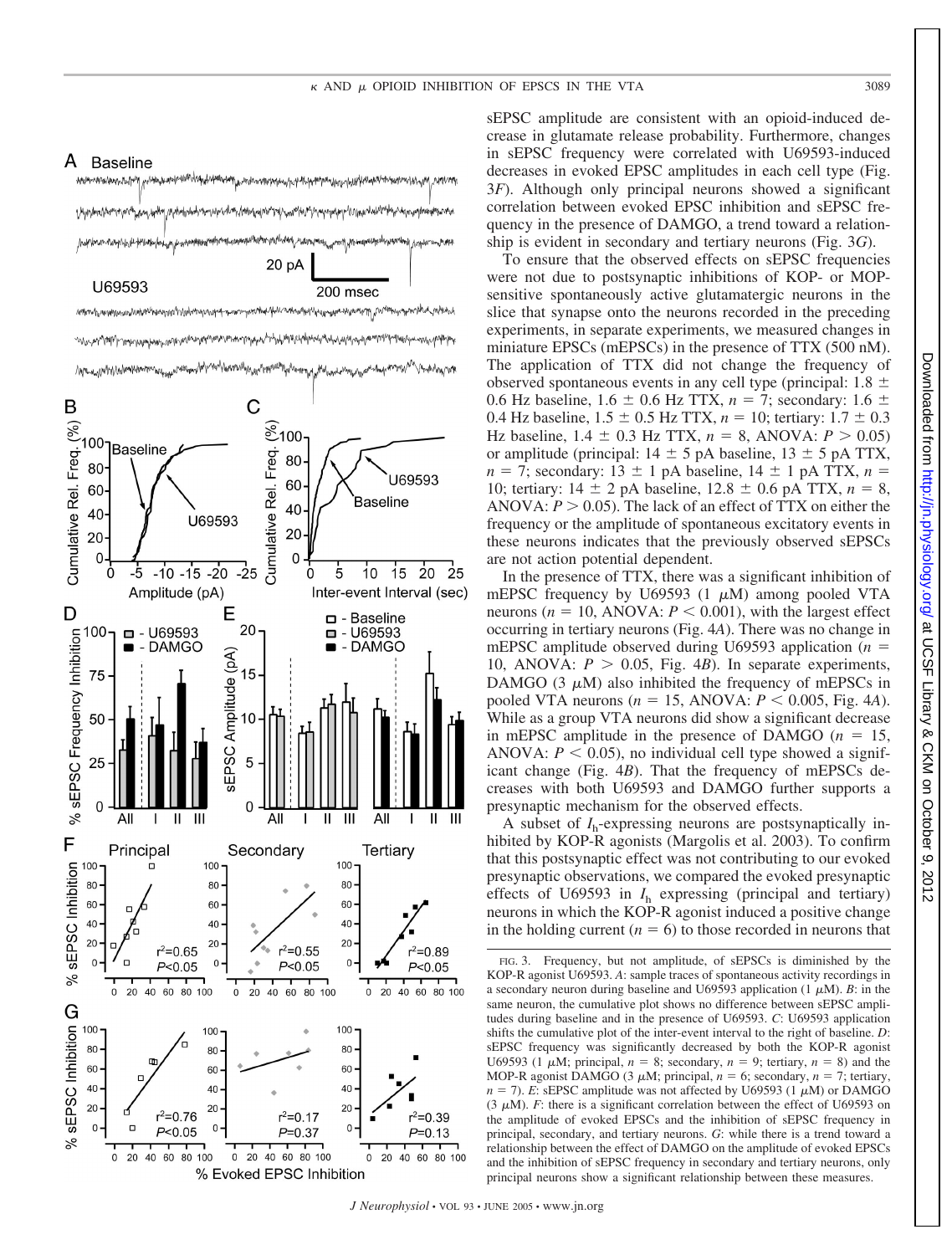sEPSC amplitude are consistent with an opioid-induced decrease in glutamate release probability. Furthermore, changes in sEPSC frequency were correlated with U69593-induced decreases in evoked EPSC amplitudes in each cell type (Fig. 3*F*). Although only principal neurons showed a significant correlation between evoked EPSC inhibition and sEPSC frequency in the presence of DAMGO, a trend toward a relationship is evident in secondary and tertiary neurons (Fig. 3*G*).

To ensure that the observed effects on sEPSC frequencies were not due to postsynaptic inhibitions of KOP- or MOP-sensitive spontaneously active glutamatergic neurons in the slice that synapse onto the neurons recorded in the preceding experiments, in separate experiments, we measured changes in miniature EPSCs (mEPSCs) in the presence of TTX (500 nM). The application of TTX did not change the frequency of observed spontaneous events in any cell type (principal: 1.8 ± 0.6 Hz baseline, 1.6 ± 0.6 Hz TTX, $n = 7$; secondary: 1.6 ± 0.4 Hz baseline, 1.5 ± 0.5 Hz TTX, $n = 10$; tertiary: 1.7 ± 0.3 Hz baseline, 1.4 ± 0.3 Hz TTX, $n = 8$, ANOVA: $P > 0.05$) or amplitude (principal: 14 ± 5 pA baseline, 13 ± 5 pA TTX, $n = 7$; secondary: 13 ± 1 pA baseline, 14 ± 1 pA TTX, $n = 10$; tertiary: 14 ± 2 pA baseline, 12.8 ± 0.6 pA TTX, $n = 8$, ANOVA: $P > 0.05$). The lack of an effect of TTX on either the frequency or the amplitude of spontaneous excitatory events in these neurons indicates that the previously observed sEPSCs are not action potential dependent.

In the presence of TTX, there was a significant inhibition of mEPSC frequency by U69593 (1 μM) among pooled VTA neurons ($n = 10$, ANOVA: $P < 0.001$), with the largest effect occurring in tertiary neurons (Fig. 4*A*). There was no change in mEPSC amplitude observed during U69593 application ($n = 10$, ANOVA: $P > 0.05$, Fig. 4*B*). In separate experiments, DAMGO (3 μM) also inhibited the frequency of mEPSCs in pooled VTA neurons ($n = 15$, ANOVA: $P < 0.005$, Fig. 4*A*). While as a group VTA neurons did show a significant decrease in mEPSC amplitude in the presence of DAMGO ($n = 15$, ANOVA: $P < 0.05$), no individual cell type showed a significant change (Fig. 4*B*). That the frequency of mEPSCs decreases with both U69593 and DAMGO further supports a presynaptic mechanism for the observed effects.

A subset of $I_h$-expressing neurons are postsynaptically inhibited by KOP-R agonists (Margolis et al. 2003). To confirm that this postsynaptic effect was not contributing to our evoked presynaptic observations, we compared the evoked presynaptic effects of U69593 in $I_h$ expressing (principal and tertiary) neurons in which the KOP-R agonist induced a positive change in the holding current ($n = 6$) to those recorded in neurons that

FIG. 3. Frequency, but not amplitude, of sEPSCs is diminished by the KOP-R agonist U69593. *A*: sample traces of spontaneous activity recordings in a secondary neuron during baseline and U69593 application (1 μM). *B*: in the same neuron, the cumulative plot shows no difference between sEPSC amplitudes during baseline and in the presence of U69593. *C*: U69593 application shifts the cumulative plot of the inter-event interval to the right of baseline. *D*: sEPSC frequency was significantly decreased by both the KOP-R agonist U69593 (1 μM; principal, $n = 8$; secondary, $n = 9$; tertiary, $n = 8$) and the MOP-R agonist DAMGO (3 μM; principal, $n = 6$; secondary, $n = 7$; tertiary, $n = 7$). *E*: sEPSC amplitude was not affected by U69593 (1 μM) or DAMGO (3 μM). *F*: there is a significant correlation between the effect of U69593 on the amplitude of evoked EPSCs and the inhibition of sEPSC frequency in principal, secondary, and tertiary neurons. *G*: while there is a trend toward a relationship between the effect of DAMGO on the amplitude of evoked EPSCs and the inhibition of sEPSC frequency in secondary and tertiary neurons, only principal neurons show a significant relationship between these measures.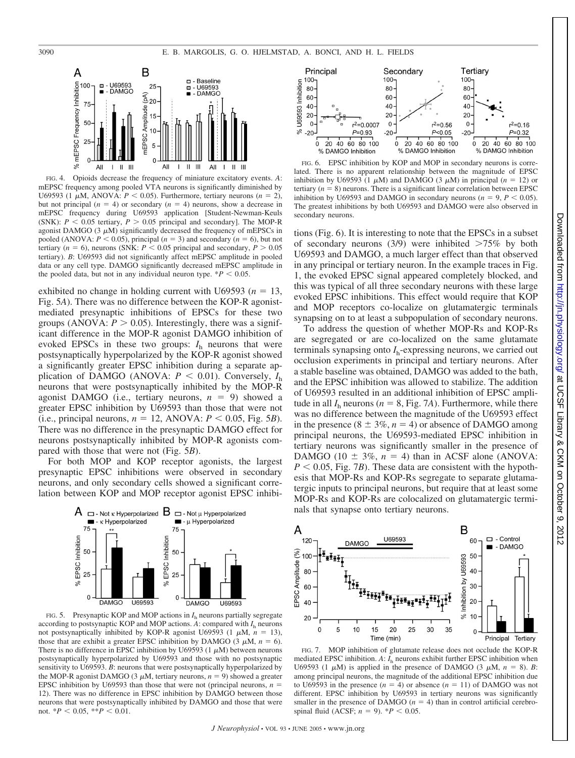FIG. 4. Opioids decrease the frequency of miniature excitatory events. *A*: mEPSC frequency among pooled VTA neurons is significantly diminished by U69593 (1 μM, ANOVA: $P < 0.05$). Furthermore, tertiary neurons ($n = 2$), but not principal ($n = 4$) or secondary ($n = 4$) neurons, show a decrease in mEPSC frequency during U69593 application [Student-Newman-Keuls (SNK): $P < 0.05$ tertiary, $P > 0.05$ principal and secondary]. The MOP-R agonist DAMGO (3 μM) significantly decreased the frequency of mEPSCs in pooled (ANOVA: $P < 0.05$), principal ($n = 3$) and secondary ($n = 6$), but not tertiary ($n = 6$), neurons (SNK: $P < 0.05$ principal and secondary, $P > 0.05$ tertiary). *B*: U69593 did not significantly affect mEPSC amplitude in pooled data or any cell type. DAMGO significantly decreased mEPSC amplitude in the pooled data, but not in any individual neuron type. *$P < 0.05$.

exhibited no change in holding current with U69593 ($n = 13$, Fig. 5*A*). There was no difference between the KOP-R agonist-mediated presynaptic inhibitions of EPSCs for these two groups (ANOVA: $P > 0.05$). Interestingly, there was a significant difference in the MOP-R agonist DAMGO inhibition of evoked EPSCs in these two groups: $I_h$ neurons that were postsynaptically hyperpolarized by the KOP-R agonist showed a significantly greater EPSC inhibition during a separate application of DAMGO (ANOVA: $P < 0.01$). Conversely, $I_h$ neurons that were postsynaptically inhibited by the MOP-R agonist DAMGO (i.e., tertiary neurons, $n = 9$) showed a greater EPSC inhibition by U69593 than those that were not (i.e., principal neurons, $n = 12$, ANOVA: $P < 0.05$, Fig. 5*B*). There was no difference in the presynaptic DAMGO effect for neurons postsynaptically inhibited by MOP-R agonists compared with those that were not (Fig. 5*B*).

For both MOP and KOP receptor agonists, the largest presynaptic EPSC inhibitions were observed in secondary neurons, and only secondary cells showed a significant correlation between KOP and MOP receptor agonist EPSC inhibitions (Fig. 6). It is interesting to note that the EPSCs in a subset of secondary neurons (3/9) were inhibited >75% by both U69593 and DAMGO, a much larger effect than that observed in any principal or tertiary neuron. In the example traces in Fig. 1, the evoked EPSC signal appeared completely blocked, and this was typical of all three secondary neurons with these large evoked EPSC inhibitions. This effect would require that KOP and MOP receptors co-localize on glutamatergic terminals synapsing on to at least a subpopulation of secondary neurons.

To address the question of whether MOP-Rs and KOP-Rs are segregated or are co-localized on the same glutamate terminals synapsing onto $I_h$-expressing neurons, we carried out occlusion experiments in principal and tertiary neurons. After a stable baseline was obtained, DAMGO was added to the bath, and the EPSC inhibition was allowed to stabilize. The addition of U69593 resulted in an additional inhibition of EPSC amplitude in all $I_h$ neurons ($n = 8$, Fig. 7*A*). Furthermore, while there was no difference between the magnitude of the U69593 effect in the presence ($8 \pm 3\%$, $n = 4$) or absence of DAMGO among principal neurons, the U69593-mediated EPSC inhibition in tertiary neurons was significantly smaller in the presence of DAMGO ($10 \pm 3\%$, $n = 4$) than in ACSF alone (ANOVA: $P < 0.05$, Fig. 7*B*). These data are consistent with the hypothesis that MOP-Rs and KOP-Rs segregate to separate glutamatergic inputs to principal neurons, but require that at least some MOP-Rs and KOP-Rs are colocalized on glutamatergic terminals that synapse onto tertiary neurons.

FIG. 5. Presynaptic KOP and MOP actions in $I_h$ neurons partially segregate according to postsynaptic KOP and MOP actions. *A*: compared with $I_h$ neurons not postsynaptically inhibited by KOP-R agonist U69593 (1 μM, $n = 13$), those that are exhibit a greater EPSC inhibition by DAMGO (3 μM, $n = 6$). There is no difference in EPSC inhibition by U69593 (1 μM) between neurons postsynaptically hyperpolarized by U69593 and those with no postsynaptic sensitivity to U69593. *B*: neurons that were postsynaptically hyperpolarized by the MOP-R agonist DAMGO (3 μM, tertiary neurons, $n = 9$) showed a greater EPSC inhibition by U69593 than those that were not (principal neurons, $n = 12$). There was no difference in EPSC inhibition by DAMGO between those neurons that were postsynaptically inhibited by DAMGO and those that were not. *$P < 0.05$, **$P < 0.01$.

FIG. 6. EPSC inhibition by KOP and MOP in secondary neurons is correlated. There is no apparent relationship between the magnitude of EPSC inhibition by U69593 (1 μM) and DAMGO (3 μM) in principal ($n = 12$) or tertiary ($n = 8$) neurons. There is a significant linear correlation between EPSC inhibition by U69593 and DAMGO in secondary neurons ($n = 9$, $P < 0.05$). The greatest inhibitions by both U69593 and DAMGO were also observed in secondary neurons.

FIG. 7. MOP inhibition of glutamate release does not occlude the KOP-R mediated EPSC inhibition. *A*: $I_h$ neurons exhibit further EPSC inhibition when U69593 (1 μM) is applied in the presence of DAMGO (3 μM, $n = 8$). *B*: among principal neurons, the magnitude of the additional EPSC inhibition due to U69593 in the presence ($n = 4$) or absence ($n = 11$) of DAMGO was not different. EPSC inhibition by U69593 in tertiary neurons was significantly smaller in the presence of DAMGO ($n = 4$) than in control artificial cerebrospinal fluid (ACSF; $n = 9$). *$P < 0.05$.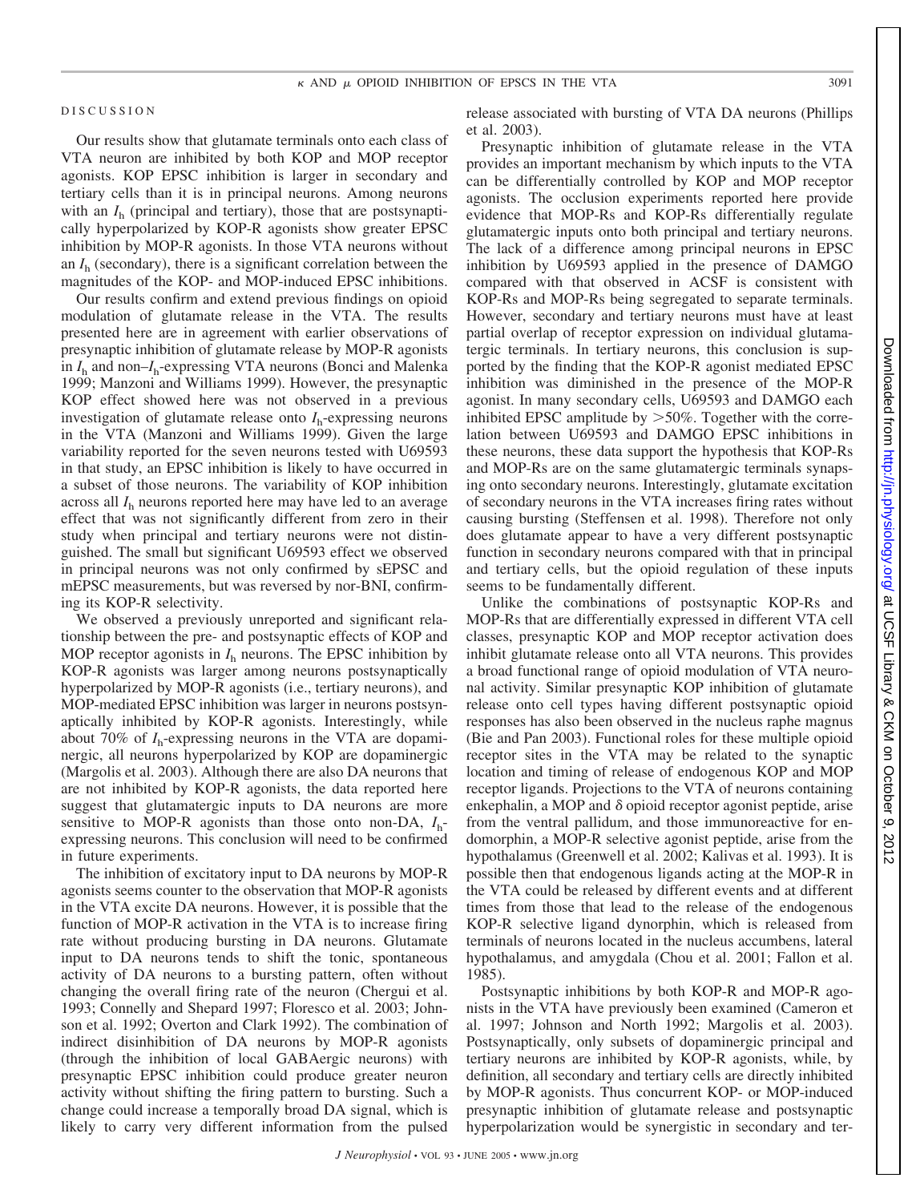## DISCUSSION

Our results show that glutamate terminals onto each class of VTA neuron are inhibited by both KOP and MOP receptor agonists. KOP EPSC inhibition is larger in secondary and tertiary cells than it is in principal neurons. Among neurons with an $I_h$ (principal and tertiary), those that are postsynaptically hyperpolarized by KOP-R agonists show greater EPSC inhibition by MOP-R agonists. In those VTA neurons without an $I_h$ (secondary), there is a significant correlation between the magnitudes of the KOP- and MOP-induced EPSC inhibitions.

Our results confirm and extend previous findings on opioid modulation of glutamate release in the VTA. The results presented here are in agreement with earlier observations of presynaptic inhibition of glutamate release by MOP-R agonists in $I_h$ and non–$I_h$-expressing VTA neurons (Bonci and Malenka 1999; Manzoni and Williams 1999). However, the presynaptic KOP effect showed here was not observed in a previous investigation of glutamate release onto $I_h$-expressing neurons in the VTA (Manzoni and Williams 1999). Given the large variability reported for the seven neurons tested with U69593 in that study, an EPSC inhibition is likely to have occurred in a subset of those neurons. The variability of KOP inhibition across all $I_h$ neurons reported here may have led to an average effect that was not significantly different from zero in their study when principal and tertiary neurons were not distinguished. The small but significant U69593 effect we observed in principal neurons was not only confirmed by sEPSC and mEPSC measurements, but was reversed by nor-BNI, confirming its KOP-R selectivity.

We observed a previously unreported and significant relationship between the pre- and postsynaptic effects of KOP and MOP receptor agonists in $I_h$ neurons. The EPSC inhibition by KOP-R agonists was larger among neurons postsynaptically hyperpolarized by MOP-R agonists (i.e., tertiary neurons), and MOP-mediated EPSC inhibition was larger in neurons postsynaptically inhibited by KOP-R agonists. Interestingly, while about 70% of $I_h$-expressing neurons in the VTA are dopaminergic, all neurons hyperpolarized by KOP are dopaminergic (Margolis et al. 2003). Although there are also DA neurons that are not inhibited by KOP-R agonists, the data reported here suggest that glutamatergic inputs to DA neurons are more sensitive to MOP-R agonists than those onto non-DA, $I_h$-expressing neurons. This conclusion will need to be confirmed in future experiments.

The inhibition of excitatory input to DA neurons by MOP-R agonists seems counter to the observation that MOP-R agonists in the VTA excite DA neurons. However, it is possible that the function of MOP-R activation in the VTA is to increase firing rate without producing bursting in DA neurons. Glutamate input to DA neurons tends to shift the tonic, spontaneous activity of DA neurons to a bursting pattern, often without changing the overall firing rate of the neuron (Chergui et al. 1993; Connelly and Shepard 1997; Floresco et al. 2003; Johnson et al. 1992; Overton and Clark 1992). The combination of indirect disinhibition of DA neurons by MOP-R agonists (through the inhibition of local GABAergic neurons) with presynaptic EPSC inhibition could produce greater neuron activity without shifting the firing pattern to bursting. Such a change could increase a temporally broad DA signal, which is likely to carry very different information from the pulsed release associated with bursting of VTA DA neurons (Phillips et al. 2003).

Presynaptic inhibition of glutamate release in the VTA provides an important mechanism by which inputs to the VTA can be differentially controlled by KOP and MOP receptor agonists. The occlusion experiments reported here provide evidence that MOP-Rs and KOP-Rs differentially regulate glutamatergic inputs onto both principal and tertiary neurons. The lack of a difference among principal neurons in EPSC inhibition by U69593 applied in the presence of DAMGO compared with that observed in ACSF is consistent with KOP-Rs and MOP-Rs being segregated to separate terminals. However, secondary and tertiary neurons must have at least partial overlap of receptor expression on individual glutamatergic terminals. In tertiary neurons, this conclusion is supported by the finding that the KOP-R agonist mediated EPSC inhibition was diminished in the presence of the MOP-R agonist. In many secondary cells, U69593 and DAMGO each inhibited EPSC amplitude by >50%. Together with the correlation between U69593 and DAMGO EPSC inhibitions in these neurons, these data support the hypothesis that KOP-Rs and MOP-Rs are on the same glutamatergic terminals synapsing onto secondary neurons. Interestingly, glutamate excitation of secondary neurons in the VTA increases firing rates without causing bursting (Steffensen et al. 1998). Therefore not only does glutamate appear to have a very different postsynaptic function in secondary neurons compared with that in principal and tertiary cells, but the opioid regulation of these inputs seems to be fundamentally different.

Unlike the combinations of postsynaptic KOP-Rs and MOP-Rs that are differentially expressed in different VTA cell classes, presynaptic KOP and MOP receptor activation does inhibit glutamate release onto all VTA neurons. This provides a broad functional range of opioid modulation of VTA neuronal activity. Similar presynaptic KOP inhibition of glutamate release onto cell types having different postsynaptic opioid responses has also been observed in the nucleus raphe magnus (Bie and Pan 2003). Functional roles for these multiple opioid receptor sites in the VTA may be related to the synaptic location and timing of release of endogenous KOP and MOP receptor ligands. Projections to the VTA of neurons containing enkephalin, a MOP and δ opioid receptor agonist peptide, arise from the ventral pallidum, and those immunoreactive for endomorphin, a MOP-R selective agonist peptide, arise from the hypothalamus (Greenwell et al. 2002; Kalivas et al. 1993). It is possible then that endogenous ligands acting at the MOP-R in the VTA could be released by different events and at different times from those that lead to the release of the endogenous KOP-R selective ligand dynorphin, which is released from terminals of neurons located in the nucleus accumbens, lateral hypothalamus, and amygdala (Chou et al. 2001; Fallon et al. 1985).

Postsynaptic inhibitions by both KOP-R and MOP-R agonists in the VTA have previously been examined (Cameron et al. 1997; Johnson and North 1992; Margolis et al. 2003). Postsynaptically, only subsets of dopaminergic principal and tertiary neurons are inhibited by KOP-R agonists, while, by definition, all secondary and tertiary cells are directly inhibited by MOP-R agonists. Thus concurrent KOP- or MOP-induced presynaptic inhibition of glutamate release and postsynaptic hyperpolarization would be synergistic in secondary and ter-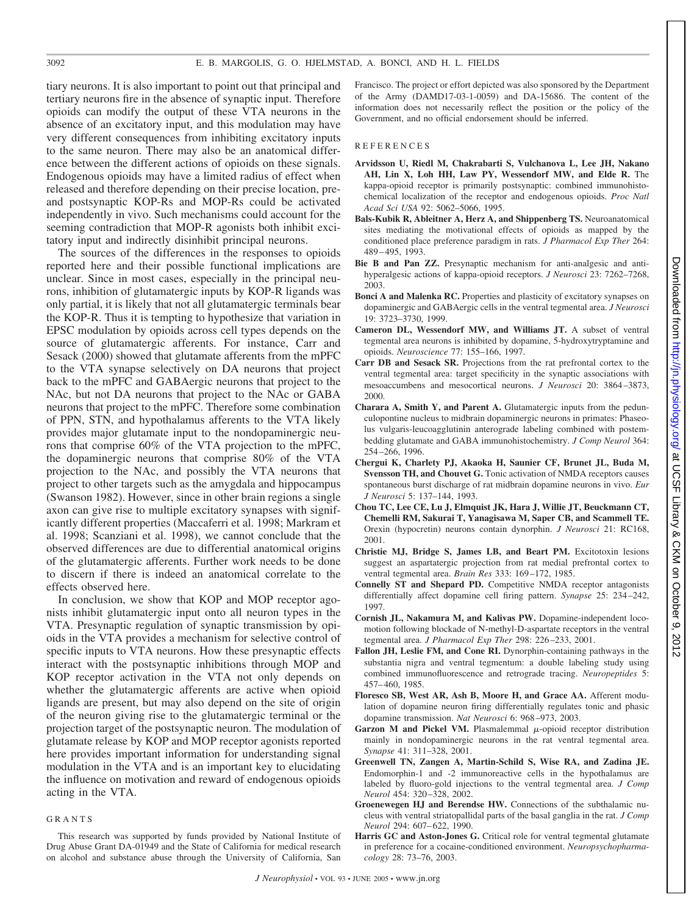tiary neurons. It is also important to point out that principal and tertiary neurons fire in the absence of synaptic input. Therefore opioids can modify the output of these VTA neurons in the absence of an excitatory input, and this modulation may have very different consequences from inhibiting excitatory inputs to the same neuron. There may also be an anatomical difference between the different actions of opioids on these signals. Endogenous opioids may have a limited radius of effect when released and therefore depending on their precise location, pre- and postsynaptic KOP-Rs and MOP-Rs could be activated independently in vivo. Such mechanisms could account for the seeming contradiction that MOP-R agonists both inhibit excitatory input and indirectly disinhibit principal neurons.

The sources of the differences in the responses to opioids reported here and their possible functional implications are unclear. Since in most cases, especially in the principal neurons, inhibition of glutamatergic inputs by KOP-R ligands was only partial, it is likely that not all glutamatergic terminals bear the KOP-R. Thus it is tempting to hypothesize that variation in EPSC modulation by opioids across cell types depends on the source of glutamatergic afferents. For instance, Carr and Sesack (2000) showed that glutamate afferents from the mPFC to the VTA synapse selectively on DA neurons that project back to the mPFC and GABAergic neurons that project to the NAc, but not DA neurons that project to the NAc or GABA neurons that project to the mPFC. Therefore some combination of PPN, STN, and hypothalamus afferents to the VTA likely provides major glutamate input to the nondopaminergic neurons that comprise 60% of the VTA projection to the mPFC, the dopaminergic neurons that comprise 80% of the VTA projection to the NAc, and possibly the VTA neurons that project to other targets such as the amygdala and hippocampus (Swanson 1982). However, since in other brain regions a single axon can give rise to multiple excitatory synapses with significantly different properties (Maccaferri et al. 1998; Markram et al. 1998; Scanziani et al. 1998), we cannot conclude that the observed differences are due to differential anatomical origins of the glutamatergic afferents. Further work needs to be done to discern if there is indeed an anatomical correlate to the effects observed here.

In conclusion, we show that KOP and MOP receptor agonists inhibit glutamatergic input onto all neuron types in the VTA. Presynaptic regulation of synaptic transmission by opioids in the VTA provides a mechanism for selective control of specific inputs to VTA neurons. How these presynaptic effects interact with the postsynaptic inhibitions through MOP and KOP receptor activation in the VTA not only depends on whether the glutamatergic afferents are active when opioid ligands are present, but may also depend on the site of origin of the neuron giving rise to the glutamatergic terminal or the projection target of the postsynaptic neuron. The modulation of glutamate release by KOP and MOP receptor agonists reported here provides important information for understanding signal modulation in the VTA and is an important key to elucidating the influence on motivation and reward of endogenous opioids acting in the VTA.

## GRANTS

This research was supported by funds provided by National Institute of Drug Abuse Grant DA-01949 and the State of California for medical research on alcohol and substance abuse through the University of California, San Francisco. The project or effort depicted was also sponsored by the Department of the Army (DAMD17-03-1-0059) and DA-15686. The content of the information does not necessarily reflect the position or the policy of the Government, and no official endorsement should be inferred.

## REFERENCES

**Arvidsson U, Riedl M, Chakrabarti S, Vulchanova L, Lee JH, Nakano AH, Lin X, Loh HH, Law PY, Wessendorf MW, and Elde R.** The kappa-opioid receptor is primarily postsynaptic: combined immunohistochemical localization of the receptor and endogenous opioids. *Proc Natl Acad Sci USA* 92: 5062–5066, 1995.

**Bals-Kubik R, Ableitner A, Herz A, and Shippenberg TS.** Neuroanatomical sites mediating the motivational effects of opioids as mapped by the conditioned place preference paradigm in rats. *J Pharmacol Exp Ther* 264: 489–495, 1993.

**Bie B and Pan ZZ.** Presynaptic mechanism for anti-analgesic and anti-hyperalgesic actions of kappa-opioid receptors. *J Neurosci* 23: 7262–7268, 2003.

**Bonci A and Malenka RC.** Properties and plasticity of excitatory synapses on dopaminergic and GABAergic cells in the ventral tegmental area. *J Neurosci* 19: 3723–3730, 1999.

**Cameron DL, Wessendorf MW, and Williams JT.** A subset of ventral tegmental area neurons is inhibited by dopamine, 5-hydroxytryptamine and opioids. *Neuroscience* 77: 155–166, 1997.

**Carr DB and Sesack SR.** Projections from the rat prefrontal cortex to the ventral tegmental area: target specificity in the synaptic associations with mesoaccumbens and mesocortical neurons. *J Neurosci* 20: 3864–3873, 2000.

**Charara A, Smith Y, and Parent A.** Glutamatergic inputs from the pedunculopontine nucleus to midbrain dopaminergic neurons in primates: Phaseolus vulgaris-leucoagglutinin anterograde labeling combined with postembedding glutamate and GABA immunohistochemistry. *J Comp Neurol* 364: 254–266, 1996.

**Chergui K, Charlety PJ, Akaoka H, Saunier CF, Brunet JL, Buda M, Svensson TH, and Chouvet G.** Tonic activation of NMDA receptors causes spontaneous burst discharge of rat midbrain dopamine neurons in vivo. *Eur J Neurosci* 5: 137–144, 1993.

**Chou TC, Lee CE, Lu J, Elmquist JK, Hara J, Willie JT, Beuckmann CT, Chemelli RM, Sakurai T, Yanagisawa M, Saper CB, and Scammell TE.** Orexin (hypocretin) neurons contain dynorphin. *J Neurosci* 21: RC168, 2001.

**Christie MJ, Bridge S, James LB, and Beart PM.** Excitotoxin lesions suggest an aspartatergic projection from rat medial prefrontal cortex to ventral tegmental area. *Brain Res* 333: 169–172, 1985.

**Connelly ST and Shepard PD.** Competitive NMDA receptor antagonists differentially affect dopamine cell firing pattern. *Synapse* 25: 234–242, 1997.

**Cornish JL, Nakamura M, and Kalivas PW.** Dopamine-independent locomotion following blockade of N-methyl-D-aspartate receptors in the ventral tegmental area. *J Pharmacol Exp Ther* 298: 226–233, 2001.

**Fallon JH, Leslie FM, and Cone RI.** Dynorphin-containing pathways in the substantia nigra and ventral tegmentum: a double labeling study using combined immunofluorescence and retrograde tracing. *Neuropeptides* 5: 457–460, 1985.

**Floresco SB, West AR, Ash B, Moore H, and Grace AA.** Afferent modulation of dopamine neuron firing differentially regulates tonic and phasic dopamine transmission. *Nat Neurosci* 6: 968–973, 2003.

**Garzon M and Pickel VM.** Plasmalemmal $\mu$-opioid receptor distribution mainly in nondopaminergic neurons in the rat ventral tegmental area. *Synapse* 41: 311–328, 2001.

**Greenwell TN, Zangen A, Martin-Schild S, Wise RA, and Zadina JE.** Endomorphin-1 and -2 immunoreactive cells in the hypothalamus are labeled by fluoro-gold injections to the ventral tegmental area. *J Comp Neurol* 454: 320–328, 2002.

**Groenewegen HJ and Berendse HW.** Connections of the subthalamic nucleus with ventral striatopallidal parts of the basal ganglia in the rat. *J Comp Neurol* 294: 607–622, 1990.

**Harris GC and Aston-Jones G.** Critical role for ventral tegmental glutamate in preference for a cocaine-conditioned environment. *Neuropsychopharmacology* 28: 73–76, 2003.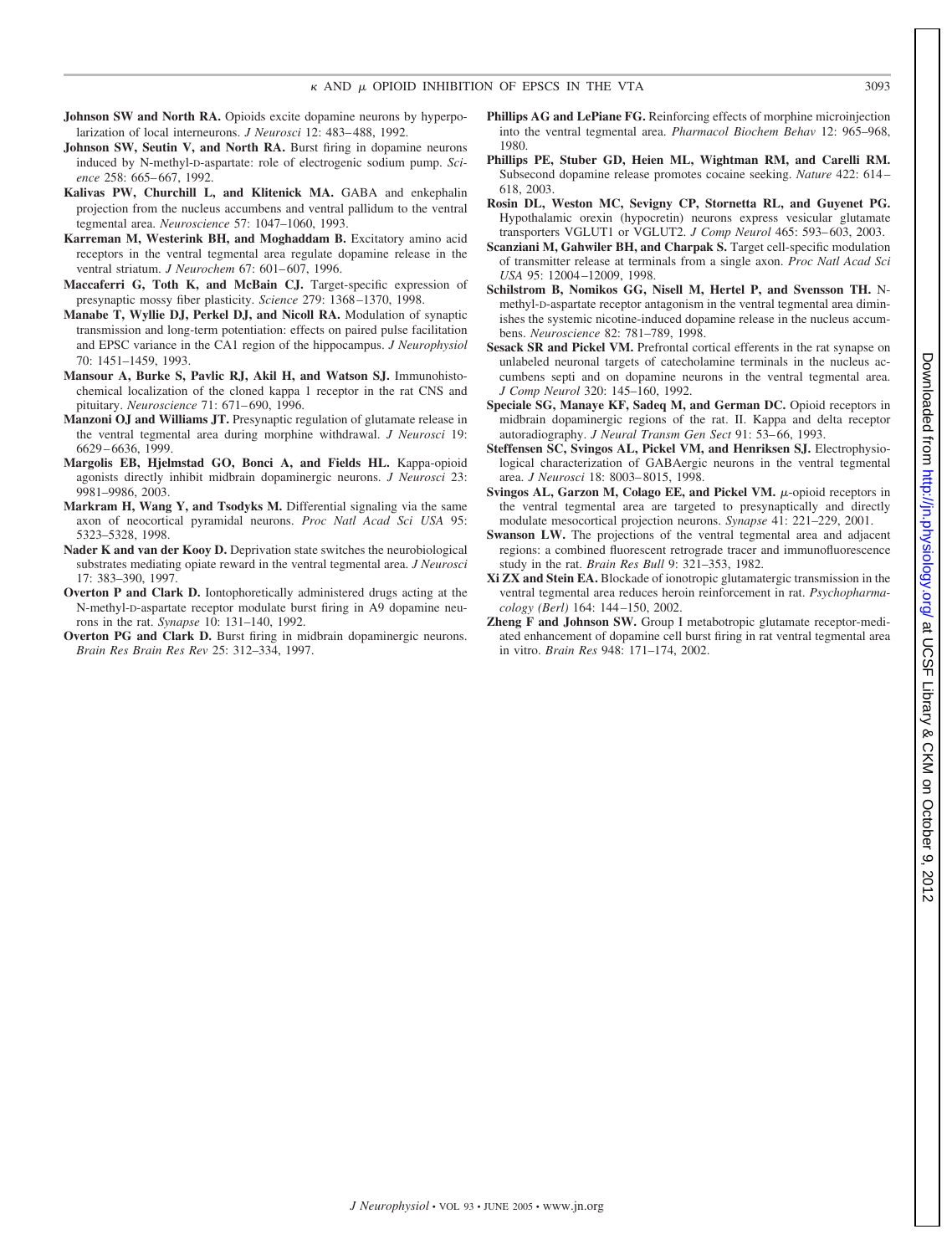**Johnson SW and North RA.** Opioids excite dopamine neurons by hyperpolarization of local interneurons. *J Neurosci* 12: 483–488, 1992.

**Johnson SW, Seutin V, and North RA.** Burst firing in dopamine neurons induced by N-methyl-D-aspartate: role of electrogenic sodium pump. *Science* 258: 665–667, 1992.

**Kalivas PW, Churchill L, and Klitenick MA.** GABA and enkephalin projection from the nucleus accumbens and ventral pallidum to the ventral tegmental area. *Neuroscience* 57: 1047–1060, 1993.

**Karreman M, Westerink BH, and Moghaddam B.** Excitatory amino acid receptors in the ventral tegmental area regulate dopamine release in the ventral striatum. *J Neurochem* 67: 601–607, 1996.

**Maccaferri G, Toth K, and McBain CJ.** Target-specific expression of presynaptic mossy fiber plasticity. *Science* 279: 1368–1370, 1998.

**Manabe T, Wyllie DJ, Perkel DJ, and Nicoll RA.** Modulation of synaptic transmission and long-term potentiation: effects on paired pulse facilitation and EPSC variance in the CA1 region of the hippocampus. *J Neurophysiol* 70: 1451–1459, 1993.

**Mansour A, Burke S, Pavlic RJ, Akil H, and Watson SJ.** Immunohistochemical localization of the cloned kappa 1 receptor in the rat CNS and pituitary. *Neuroscience* 71: 671–690, 1996.

**Manzoni OJ and Williams JT.** Presynaptic regulation of glutamate release in the ventral tegmental area during morphine withdrawal. *J Neurosci* 19: 6629–6636, 1999.

**Margolis EB, Hjelmstad GO, Bonci A, and Fields HL.** Kappa-opioid agonists directly inhibit midbrain dopaminergic neurons. *J Neurosci* 23: 9981–9986, 2003.

**Markram H, Wang Y, and Tsodyks M.** Differential signaling via the same axon of neocortical pyramidal neurons. *Proc Natl Acad Sci USA* 95: 5323–5328, 1998.

**Nader K and van der Kooy D.** Deprivation state switches the neurobiological substrates mediating opiate reward in the ventral tegmental area. *J Neurosci* 17: 383–390, 1997.

**Overton P and Clark D.** Iontophoretically administered drugs acting at the N-methyl-D-aspartate receptor modulate burst firing in A9 dopamine neurons in the rat. *Synapse* 10: 131–140, 1992.

**Overton PG and Clark D.** Burst firing in midbrain dopaminergic neurons. *Brain Res Brain Res Rev* 25: 312–334, 1997.

**Phillips AG and LePiane FG.** Reinforcing effects of morphine microinjection into the ventral tegmental area. *Pharmacol Biochem Behav* 12: 965–968, 1980.

**Phillips PE, Stuber GD, Heien ML, Wightman RM, and Carelli RM.** Subsecond dopamine release promotes cocaine seeking. *Nature* 422: 614–618, 2003.

**Rosin DL, Weston MC, Sevigny CP, Stornetta RL, and Guyenet PG.** Hypothalamic orexin (hypocretin) neurons express vesicular glutamate transporters VGLUT1 or VGLUT2. *J Comp Neurol* 465: 593–603, 2003.

**Scanziani M, Gahwiler BH, and Charpak S.** Target cell-specific modulation of transmitter release at terminals from a single axon. *Proc Natl Acad Sci USA* 95: 12004–12009, 1998.

**Schilstrom B, Nomikos GG, Nisell M, Hertel P, and Svensson TH.** N-methyl-D-aspartate receptor antagonism in the ventral tegmental area diminishes the systemic nicotine-induced dopamine release in the nucleus accumbens. *Neuroscience* 82: 781–789, 1998.

**Sesack SR and Pickel VM.** Prefrontal cortical efferents in the rat synapse on unlabeled neuronal targets of catecholamine terminals in the nucleus accumbens septi and on dopamine neurons in the ventral tegmental area. *J Comp Neurol* 320: 145–160, 1992.

**Speciale SG, Manaye KF, Sadeq M, and German DC.** Opioid receptors in midbrain dopaminergic regions of the rat. II. Kappa and delta receptor autoradiography. *J Neural Transm Gen Sect* 91: 53–66, 1993.

**Steffensen SC, Svingos AL, Pickel VM, and Henriksen SJ.** Electrophysiological characterization of GABAergic neurons in the ventral tegmental area. *J Neurosci* 18: 8003–8015, 1998.

**Svingos AL, Garzon M, Colago EE, and Pickel VM.** $\mu$-opioid receptors in the ventral tegmental area are targeted to presynaptically and directly modulate mesocortical projection neurons. *Synapse* 41: 221–229, 2001.

**Swanson LW.** The projections of the ventral tegmental area and adjacent regions: a combined fluorescent retrograde tracer and immunofluorescence study in the rat. *Brain Res Bull* 9: 321–353, 1982.

**Xi ZX and Stein EA.** Blockade of ionotropic glutamatergic transmission in the ventral tegmental area reduces heroin reinforcement in rat. *Psychopharmacology (Berl)* 164: 144–150, 2002.

**Zheng F and Johnson SW.** Group I metabotropic glutamate receptor-mediated enhancement of dopamine cell burst firing in rat ventral tegmental area in vitro. *Brain Res* 948: 171–174, 2002.